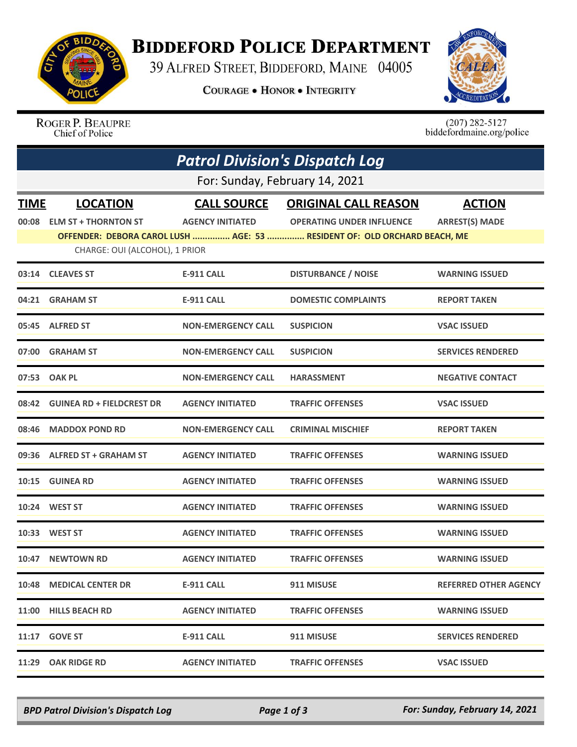# Biddeford Police Department

39 Alfred Street, Biddeford, Maine 04005

**Courage • Honor • Integrity**

Roger P. Beaupre
Chief of Police

(207) 282-5127
biddefordmaine.org/police

## Patrol Division's Dispatch Log

For: Sunday, February 14, 2021

| TIME | LOCATION | CALL SOURCE | ORIGINAL CALL REASON | ACTION |
|---|---|---|---|---|
| 00:08 | ELM ST + THORNTON ST | AGENCY INITIATED | OPERATING UNDER INFLUENCE | ARREST(S) MADE |
| | OFFENDER: DEBORA CAROL LUSH ............... AGE: 53 ............... RESIDENT OF: OLD ORCHARD BEACH, ME | | | |
| | CHARGE: OUI (ALCOHOL), 1 PRIOR | | | |
| 03:14 | CLEAVES ST | E-911 CALL | DISTURBANCE / NOISE | WARNING ISSUED |
| 04:21 | GRAHAM ST | E-911 CALL | DOMESTIC COMPLAINTS | REPORT TAKEN |
| 05:45 | ALFRED ST | NON-EMERGENCY CALL | SUSPICION | VSAC ISSUED |
| 07:00 | GRAHAM ST | NON-EMERGENCY CALL | SUSPICION | SERVICES RENDERED |
| 07:53 | OAK PL | NON-EMERGENCY CALL | HARASSMENT | NEGATIVE CONTACT |
| 08:42 | GUINEA RD + FIELDCREST DR | AGENCY INITIATED | TRAFFIC OFFENSES | VSAC ISSUED |
| 08:46 | MADDOX POND RD | NON-EMERGENCY CALL | CRIMINAL MISCHIEF | REPORT TAKEN |
| 09:36 | ALFRED ST + GRAHAM ST | AGENCY INITIATED | TRAFFIC OFFENSES | WARNING ISSUED |
| 10:15 | GUINEA RD | AGENCY INITIATED | TRAFFIC OFFENSES | WARNING ISSUED |
| 10:24 | WEST ST | AGENCY INITIATED | TRAFFIC OFFENSES | WARNING ISSUED |
| 10:33 | WEST ST | AGENCY INITIATED | TRAFFIC OFFENSES | WARNING ISSUED |
| 10:47 | NEWTOWN RD | AGENCY INITIATED | TRAFFIC OFFENSES | WARNING ISSUED |
| 10:48 | MEDICAL CENTER DR | E-911 CALL | 911 MISUSE | REFERRED OTHER AGENCY |
| 11:00 | HILLS BEACH RD | AGENCY INITIATED | TRAFFIC OFFENSES | WARNING ISSUED |
| 11:17 | GOVE ST | E-911 CALL | 911 MISUSE | SERVICES RENDERED |
| 11:29 | OAK RIDGE RD | AGENCY INITIATED | TRAFFIC OFFENSES | VSAC ISSUED |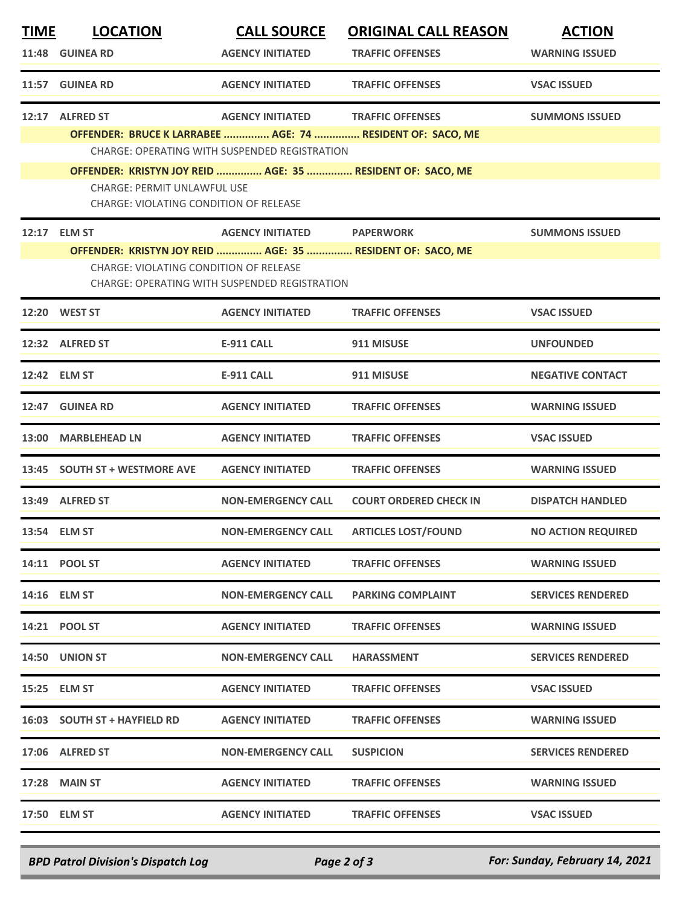| TIME | LOCATION | CALL SOURCE | ORIGINAL CALL REASON | ACTION |
|---|---|---|---|---|
| 11:48 | GUINEA RD | AGENCY INITIATED | TRAFFIC OFFENSES | WARNING ISSUED |
| 11:57 | GUINEA RD | AGENCY INITIATED | TRAFFIC OFFENSES | VSAC ISSUED |
| 12:17 | ALFRED ST | AGENCY INITIATED | TRAFFIC OFFENSES | SUMMONS ISSUED |
| | OFFENDER: BRUCE K LARRABEE ............... AGE: 74 ............... RESIDENT OF: SACO, ME | | | |
| | CHARGE: OPERATING WITH SUSPENDED REGISTRATION | | | |
| | OFFENDER: KRISTYN JOY REID ............... AGE: 35 ............... RESIDENT OF: SACO, ME | | | |
| | CHARGE: PERMIT UNLAWFUL USE | | | |
| | CHARGE: VIOLATING CONDITION OF RELEASE | | | |
| 12:17 | ELM ST | AGENCY INITIATED | PAPERWORK | SUMMONS ISSUED |
| | OFFENDER: KRISTYN JOY REID ............... AGE: 35 ............... RESIDENT OF: SACO, ME | | | |
| | CHARGE: VIOLATING CONDITION OF RELEASE | | | |
| | CHARGE: OPERATING WITH SUSPENDED REGISTRATION | | | |
| 12:20 | WEST ST | AGENCY INITIATED | TRAFFIC OFFENSES | VSAC ISSUED |
| 12:32 | ALFRED ST | E-911 CALL | 911 MISUSE | UNFOUNDED |
| 12:42 | ELM ST | E-911 CALL | 911 MISUSE | NEGATIVE CONTACT |
| 12:47 | GUINEA RD | AGENCY INITIATED | TRAFFIC OFFENSES | WARNING ISSUED |
| 13:00 | MARBLEHEAD LN | AGENCY INITIATED | TRAFFIC OFFENSES | VSAC ISSUED |
| 13:45 | SOUTH ST + WESTMORE AVE | AGENCY INITIATED | TRAFFIC OFFENSES | WARNING ISSUED |
| 13:49 | ALFRED ST | NON-EMERGENCY CALL | COURT ORDERED CHECK IN | DISPATCH HANDLED |
| 13:54 | ELM ST | NON-EMERGENCY CALL | ARTICLES LOST/FOUND | NO ACTION REQUIRED |
| 14:11 | POOL ST | AGENCY INITIATED | TRAFFIC OFFENSES | WARNING ISSUED |
| 14:16 | ELM ST | NON-EMERGENCY CALL | PARKING COMPLAINT | SERVICES RENDERED |
| 14:21 | POOL ST | AGENCY INITIATED | TRAFFIC OFFENSES | WARNING ISSUED |
| 14:50 | UNION ST | NON-EMERGENCY CALL | HARASSMENT | SERVICES RENDERED |
| 15:25 | ELM ST | AGENCY INITIATED | TRAFFIC OFFENSES | VSAC ISSUED |
| 16:03 | SOUTH ST + HAYFIELD RD | AGENCY INITIATED | TRAFFIC OFFENSES | WARNING ISSUED |
| 17:06 | ALFRED ST | NON-EMERGENCY CALL | SUSPICION | SERVICES RENDERED |
| 17:28 | MAIN ST | AGENCY INITIATED | TRAFFIC OFFENSES | WARNING ISSUED |
| 17:50 | ELM ST | AGENCY INITIATED | TRAFFIC OFFENSES | VSAC ISSUED |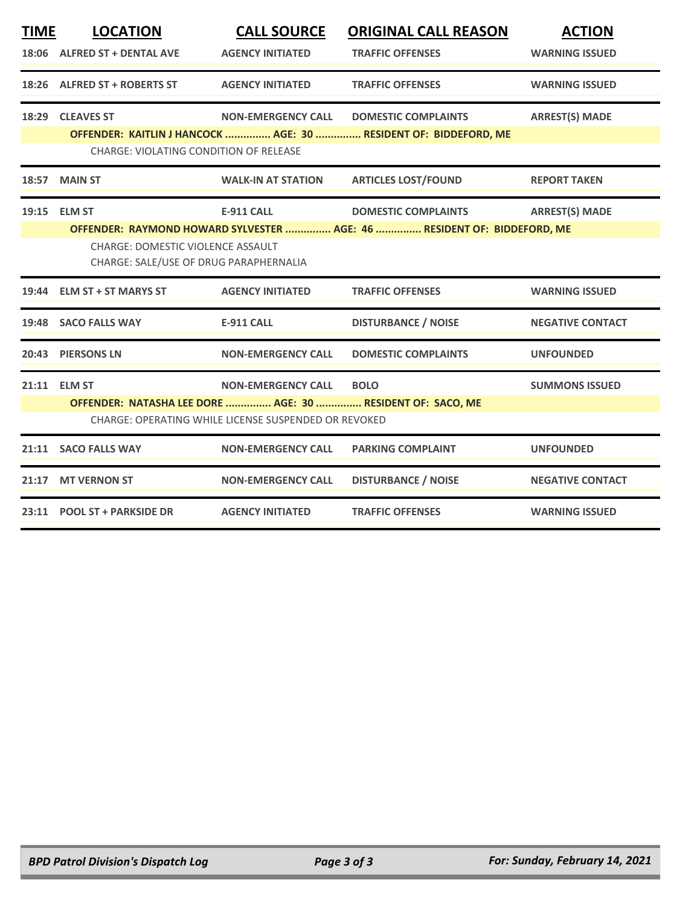| TIME | LOCATION | CALL SOURCE | ORIGINAL CALL REASON | ACTION |
|---|---|---|---|---|
| 18:06 | ALFRED ST + DENTAL AVE | AGENCY INITIATED | TRAFFIC OFFENSES | WARNING ISSUED |
| 18:26 | ALFRED ST + ROBERTS ST | AGENCY INITIATED | TRAFFIC OFFENSES | WARNING ISSUED |
| 18:29 | CLEAVES ST | NON-EMERGENCY CALL | DOMESTIC COMPLAINTS | ARREST(S) MADE |

**OFFENDER: KAITLIN J HANCOCK ............... AGE: 30 ............... RESIDENT OF: BIDDEFORD, ME**

CHARGE: VIOLATING CONDITION OF RELEASE

| TIME | LOCATION | CALL SOURCE | ORIGINAL CALL REASON | ACTION |
|---|---|---|---|---|
| 18:57 | MAIN ST | WALK-IN AT STATION | ARTICLES LOST/FOUND | REPORT TAKEN |
| 19:15 | ELM ST | E-911 CALL | DOMESTIC COMPLAINTS | ARREST(S) MADE |

**OFFENDER: RAYMOND HOWARD SYLVESTER ............... AGE: 46 ............... RESIDENT OF: BIDDEFORD, ME**

CHARGE: DOMESTIC VIOLENCE ASSAULT
CHARGE: SALE/USE OF DRUG PARAPHERNALIA

| TIME | LOCATION | CALL SOURCE | ORIGINAL CALL REASON | ACTION |
|---|---|---|---|---|
| 19:44 | ELM ST + ST MARYS ST | AGENCY INITIATED | TRAFFIC OFFENSES | WARNING ISSUED |
| 19:48 | SACO FALLS WAY | E-911 CALL | DISTURBANCE / NOISE | NEGATIVE CONTACT |
| 20:43 | PIERSONS LN | NON-EMERGENCY CALL | DOMESTIC COMPLAINTS | UNFOUNDED |
| 21:11 | ELM ST | NON-EMERGENCY CALL | BOLO | SUMMONS ISSUED |

**OFFENDER: NATASHA LEE DORE ............... AGE: 30 ............... RESIDENT OF: SACO, ME**

CHARGE: OPERATING WHILE LICENSE SUSPENDED OR REVOKED

| TIME | LOCATION | CALL SOURCE | ORIGINAL CALL REASON | ACTION |
|---|---|---|---|---|
| 21:11 | SACO FALLS WAY | NON-EMERGENCY CALL | PARKING COMPLAINT | UNFOUNDED |
| 21:17 | MT VERNON ST | NON-EMERGENCY CALL | DISTURBANCE / NOISE | NEGATIVE CONTACT |
| 23:11 | POOL ST + PARKSIDE DR | AGENCY INITIATED | TRAFFIC OFFENSES | WARNING ISSUED |